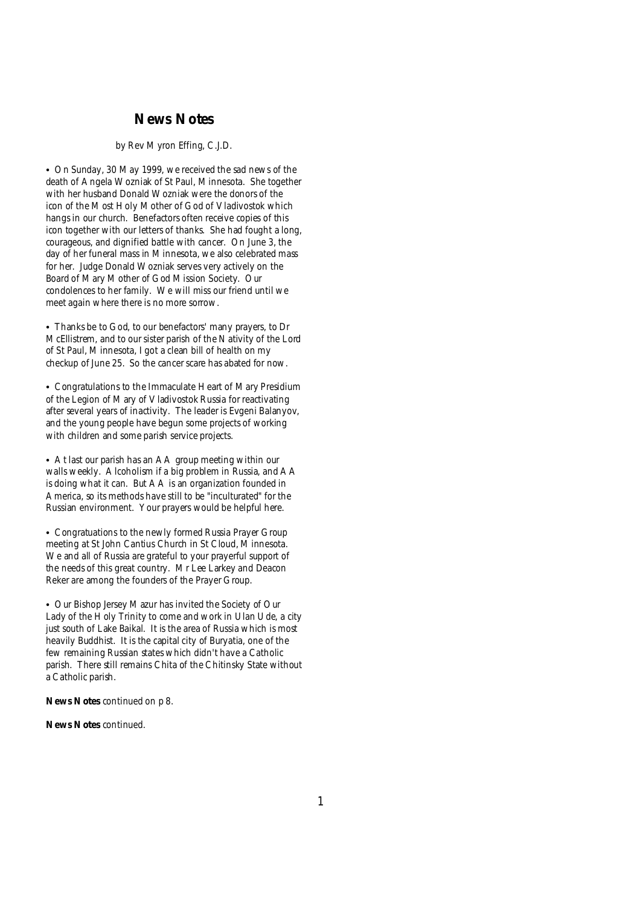# News Notes

by Rev Myron Effing, C.J.D.

• On Sunday, 30 May 1999, we received the sad news of the death of Angela Wozniak of St Paul, Minnesota. She together with her husband Donald Wozniak were the donors of the icon of the Most Holy Mother of God of Vladivostok which hangs in our church. Benefactors often receive copies of this icon together with our letters of thanks. She had fought a long, courageous, and dignified battle with cancer. On June 3, the day of her funeral mass in Minnesota, we also celebrated mass for her. Judge Donald Wozniak serves very actively on the Board of Mary Mother of God Mission Society. Our condolences to her family. We will miss our friend until we meet again where there is no more sorrow.

• Thanks be to God, to our benefactors' many prayers, to Dr McEllistrem, and to our sister parish of the Nativity of the Lord of St Paul, Minnesota, I got a clean bill of health on my checkup of June 25. So the cancer scare has abated for now.

• Congratulations to the Immaculate Heart of Mary Presidium of the Legion of Mary of Vladivostok Russia for reactivating after several years of inactivity. The leader is Evgeni Balanyov, and the young people have begun some projects of working with children and some parish service projects.

• At last our parish has an AA group meeting within our walls weekly. Alcoholism if a big problem in Russia, and AA is doing what it can. But AA is an organization founded in America, so its methods have still to be "inculturated" for the Russian environment. Your prayers would be helpful here.

• Congratuations to the newly formed Russia Prayer Group meeting at St John Cantius Church in St Cloud, Minnesota. We and all of Russia are grateful to your prayerful support of the needs of this great country. Mr Lee Larkey and Deacon Reker are among the founders of the Prayer Group.

• Our Bishop Jersey Mazur has invited the Society of Our Lady of the Holy Trinity to come and work in Ulan Ude, a city just south of Lake Baikal. It is the area of Russia which is most heavily Buddhist. It is the capital city of Buryatia, one of the few remaining Russian states which didn't have a Catholic parish. There still remains Chita of the Chitinsky State without a Catholic parish.

**News Notes** continued on p 8.

**News Notes** continued.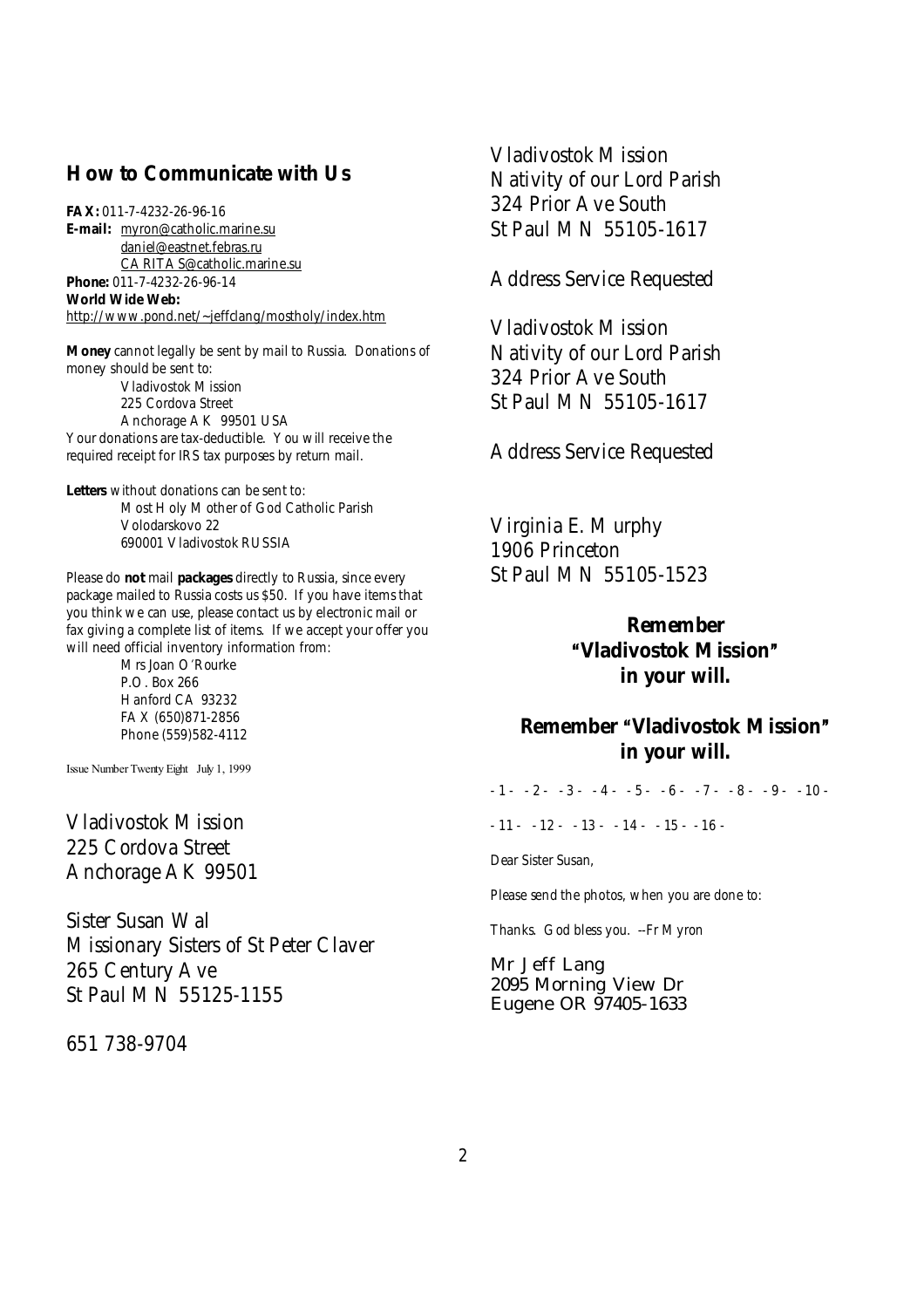## How to Communicate with Us

**FAX:** 011-7-4232-26-96-16
**E-mail:** myron@catholic.marine.su
daniel@eastnet.febras.ru
CARITAS@catholic.marine.su
**Phone:** 011-7-4232-26-96-14
**World Wide Web:**
http://www.pond.net/~jeffclang/mostholy/index.htm

**Money** cannot legally be sent by mail to Russia. Donations of money should be sent to:

Vladivostok Mission
225 Cordova Street
Anchorage AK 99501 USA

Your donations are tax-deductible. You will receive the required receipt for IRS tax purposes by return mail.

**Letters** without donations can be sent to:

Most Holy Mother of God Catholic Parish
Volodarskovo 22
690001 Vladivostok RUSSIA

Please do **not** mail **packages** directly to Russia, since every package mailed to Russia costs us $50. If you have items that you think we can use, please contact us by electronic mail or fax giving a complete list of items. If we accept your offer you will need official inventory information from:

Mrs Joan O'Rourke
P.O. Box 266
Hanford CA 93232
FAX (650)871-2856
Phone (559)582-4112

Issue Number Twenty Eight July 1, 1999

Vladivostok Mission
225 Cordova Street
Anchorage AK 99501

Sister Susan Wal
Missionary Sisters of St Peter Claver
265 Century Ave
St Paul MN 55125-1155

651 738-9704

Vladivostok Mission
Nativity of our Lord Parish
324 Prior Ave South
St Paul MN 55105-1617

Address Service Requested

Vladivostok Mission
Nativity of our Lord Parish
324 Prior Ave South
St Paul MN 55105-1617

Address Service Requested

Virginia E. Murphy
1906 Princeton
St Paul MN 55105-1523

**Remember "Vladivostok Mission" in your will.**

**Remember "Vladivostok Mission" in your will.**

- 1 - - 2 - - 3 - - 4 - - 5 - - 6 - - 7 - - 8 - - 9 - - 10 -

- 11 - - 12 - - 13 - - 14 - - 15 - - 16 -

Dear Sister Susan,

Please send the photos, when you are done to:

Thanks. God bless you. --Fr Myron

Mr Jeff Lang
2095 Morning View Dr
Eugene OR 97405-1633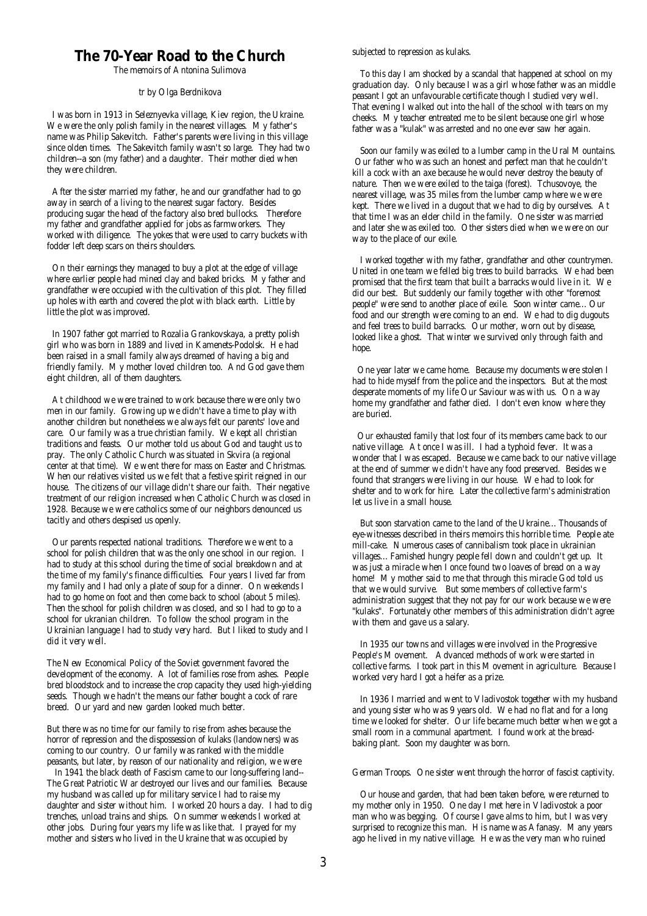# The 70-Year Road to the Church

The memoirs of Antonina Sulimova

tr by Olga Berdnikova

I was born in 1913 in Seleznyevka village, Kiev region, the Ukraine. We were the only polish family in the nearest villages. My father's name was Philip Sakevitch. Father's parents were living in this village since olden times. The Sakevitch family wasn't so large. They had two children--a son (my father) and a daughter. Their mother died when they were children.

After the sister married my father, he and our grandfather had to go away in search of a living to the nearest sugar factory. Besides producing sugar the head of the factory also bred bullocks. Therefore my father and grandfather applied for jobs as farmworkers. They worked with diligence. The yokes that were used to carry buckets with fodder left deep scars on theirs shoulders.

On their earnings they managed to buy a plot at the edge of village where earlier people had mined clay and baked bricks. My father and grandfather were occupied with the cultivation of this plot. They filled up holes with earth and covered the plot with black earth. Little by little the plot was improved.

In 1907 father got married to Rozalia Grankovskaya, a pretty polish girl who was born in 1889 and lived in Kamenets-Podolsk. He had been raised in a small family always dreamed of having a big and friendly family. My mother loved children too. And God gave them eight children, all of them daughters.

At childhood we were trained to work because there were only two men in our family. Growing up we didn't have a time to play with another children but nonetheless we always felt our parents' love and care. Our family was a true christian family. We kept all christian traditions and feasts. Our mother told us about God and taught us to pray. The only Catholic Church was situated in Skvira (a regional center at that time). We went there for mass on Easter and Christmas. When our relatives visited us we felt that a festive spirit reigned in our house. The citizens of our village didn't share our faith. Their negative treatment of our religion increased when Catholic Church was closed in 1928. Because we were catholics some of our neighbors denounced us tacitly and others despised us openly.

Our parents respected national traditions. Therefore we went to a school for polish children that was the only one school in our region. I had to study at this school during the time of social breakdown and at the time of my family's finance difficulties. Four years I lived far from my family and I had only a plate of soup for a dinner. On weekends I had to go home on foot and then come back to school (about 5 miles). Then the school for polish children was closed, and so I had to go to a school for ukranian children. To follow the school program in the Ukrainian language I had to study very hard. But I liked to study and I did it very well.

The New Economical Policy of the Soviet government favored the development of the economy. A lot of families rose from ashes. People bred bloodstock and to increase the crop capacity they used high-yielding seeds. Though we hadn't the means our father bought a cock of rare breed. Our yard and new garden looked much better.

But there was no time for our family to rise from ashes because the horror of repression and the dispossession of kulaks (landowners) was coming to our country. Our family was ranked with the middle peasants, but later, by reason of our nationality and religion, we were subjected to repression as kulaks.

To this day I am shocked by a scandal that happened at school on my graduation day. Only because I was a girl whose father was an middle peasant I got an unfavourable certificate though I studied very well. That evening I walked out into the hall of the school with tears on my cheeks. My teacher entreated me to be silent because one girl whose father was a "kulak" was arrested and no one ever saw her again.

Soon our family was exiled to a lumber camp in the Ural Mountains. Our father who was such an honest and perfect man that he couldn't kill a cock with an axe because he would never destroy the beauty of nature. Then we were exiled to the taiga (forest). Tchusovoye, the nearest village, was 35 miles from the lumber camp where we were kept. There we lived in a dugout that we had to dig by ourselves. At that time I was an elder child in the family. One sister was married and later she was exiled too. Other sisters died when we were on our way to the place of our exile.

I worked together with my father, grandfather and other countrymen. United in one team we felled big trees to build barracks. We had been promised that the first team that built a barracks would live in it. We did our best. But suddenly our family together with other "foremost people" were send to another place of exile. Soon winter came... Our food and our strength were coming to an end. We had to dig dugouts and feel trees to build barracks. Our mother, worn out by disease, looked like a ghost. That winter we survived only through faith and hope.

One year later we came home. Because my documents were stolen I had to hide myself from the police and the inspectors. But at the most desperate moments of my life Our Saviour was with us. On a way home my grandfather and father died. I don't even know where they are buried.

Our exhausted family that lost four of its members came back to our native village. At once I was ill. I had a typhoid fever. It was a wonder that I was escaped. Because we came back to our native village at the end of summer we didn't have any food preserved. Besides we found that strangers were living in our house. We had to look for shelter and to work for hire. Later the collective farm's administration let us live in a small house.

But soon starvation came to the land of the Ukraine... Thousands of eye-witnesses described in theirs memoirs this horrible time. People ate mill-cake. Numerous cases of cannibalism took place in ukrainian villages... Famished hungry people fell down and couldn't get up. It was just a miracle when I once found two loaves of bread on a way home! My mother said to me that through this miracle God told us that we would survive. But some members of collective farm's administration suggest that they not pay for our work because we were "kulaks". Fortunately other members of this administration didn't agree with them and gave us a salary.

In 1935 our towns and villages were involved in the Progressive People's Movement. Advanced methods of work were started in collective farms. I took part in this Movement in agriculture. Because I worked very hard I got a heifer as a prize.

In 1936 I married and went to Vladivostok together with my husband and young sister who was 9 years old. We had no flat and for a long time we looked for shelter. Our life became much better when we got a small room in a communal apartment. I found work at the bread-baking plant. Soon my daughter was born.

In 1941 the black death of Fascism came to our long-suffering land--The Great Patriotic War destroyed our lives and our families. Because my husband was called up for military service I had to raise my daughter and sister without him. I worked 20 hours a day. I had to dig trenches, unload trains and ships. On summer weekends I worked at other jobs. During four years my life was like that. I prayed for my mother and sisters who lived in the Ukraine that was occupied by German Troops. One sister went through the horror of fascist captivity.

Our house and garden, that had been taken before, were returned to my mother only in 1950. One day I met here in Vladivostok a poor man who was begging. Of course I gave alms to him, but I was very surprised to recognize this man. His name was Afanasy. Many years ago he lived in my native village. He was the very man who ruined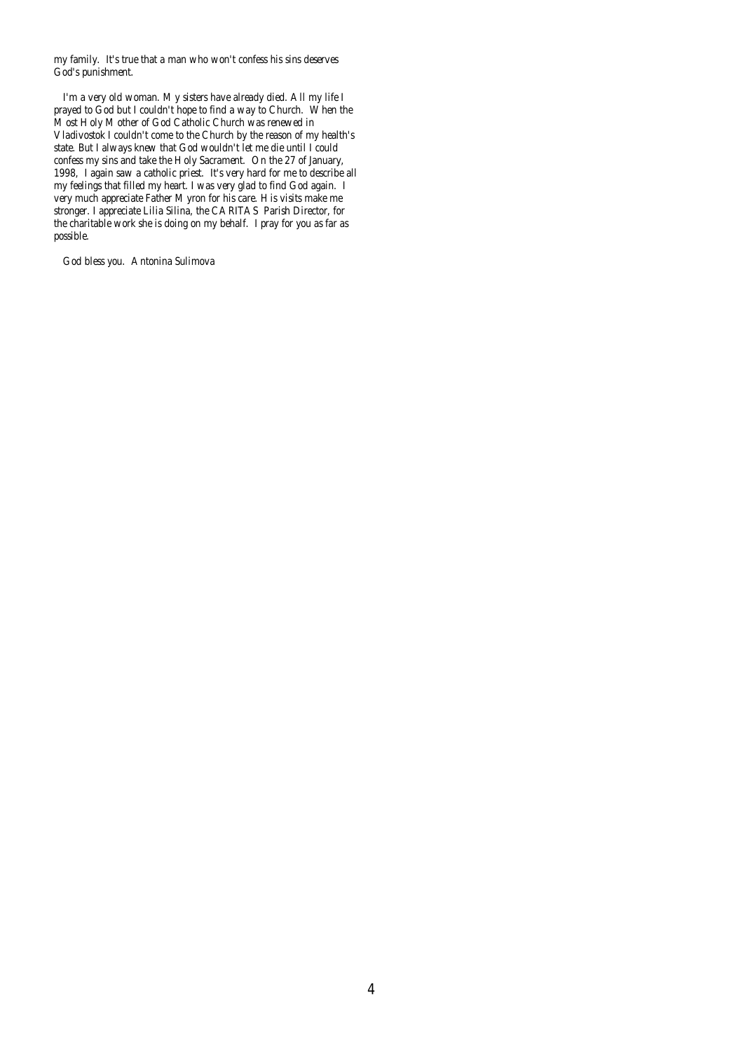my family. It's true that a man who won't confess his sins deserves God's punishment.

I'm a very old woman. My sisters have already died. All my life I prayed to God but I couldn't hope to find a way to Church. When the Most Holy Mother of God Catholic Church was renewed in Vladivostok I couldn't come to the Church by the reason of my health's state. But I always knew that God wouldn't let me die until I could confess my sins and take the Holy Sacrament. On the 27 of January, 1998, I again saw a catholic priest. It's very hard for me to describe all my feelings that filled my heart. I was very glad to find God again. I very much appreciate Father Myron for his care. His visits make me stronger. I appreciate Lilia Silina, the CARITAS Parish Director, for the charitable work she is doing on my behalf. I pray for you as far as possible.

God bless you. Antonina Sulimova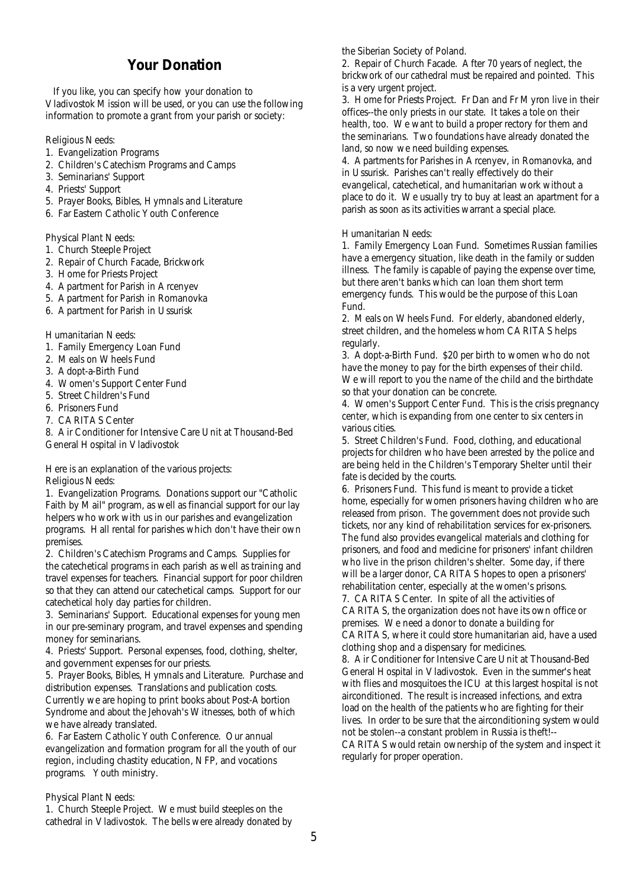## Your Donation

If you like, you can specify how your donation to Vladivostok Mission will be used, or you can use the following information to promote a grant from your parish or society:

Religious Needs:

1. Evangelization Programs
2. Children's Catechism Programs and Camps
3. Seminarians' Support
4. Priests' Support
5. Prayer Books, Bibles, Hymnals and Literature
6. Far Eastern Catholic Youth Conference

Physical Plant Needs:

1. Church Steeple Project
2. Repair of Church Facade, Brickwork
3. Home for Priests Project
4. Apartment for Parish in Arcenyev
5. Apartment for Parish in Romanovka
6. Apartment for Parish in Ussurisk

Humanitarian Needs:

1. Family Emergency Loan Fund
2. Meals on Wheels Fund
3. Adopt-a-Birth Fund
4. Women's Support Center Fund
5. Street Children's Fund
6. Prisoners Fund
7. CARITAS Center
8. Air Conditioner for Intensive Care Unit at Thousand-Bed General Hospital in Vladivostok

Here is an explanation of the various projects:

Religious Needs:

1. Evangelization Programs. Donations support our "Catholic Faith by Mail" program, as well as financial support for our lay helpers who work with us in our parishes and evangelization programs. Hall rental for parishes which don't have their own premises.
2. Children's Catechism Programs and Camps. Supplies for the catechetical programs in each parish as well as training and travel expenses for teachers. Financial support for poor children so that they can attend our catechetical camps. Support for our catechetical holy day parties for children.
3. Seminarians' Support. Educational expenses for young men in our pre-seminary program, and travel expenses and spending money for seminarians.
4. Priests' Support. Personal expenses, food, clothing, shelter, and government expenses for our priests.
5. Prayer Books, Bibles, Hymnals and Literature. Purchase and distribution expenses. Translations and publication costs. Currently we are hoping to print books about Post-Abortion Syndrome and about the Jehovah's Witnesses, both of which we have already translated.
6. Far Eastern Catholic Youth Conference. Our annual evangelization and formation program for all the youth of our region, including chastity education, NFP, and vocations programs. Youth ministry.

Physical Plant Needs:

1. Church Steeple Project. We must build steeples on the cathedral in Vladivostok. The bells were already donated by the Siberian Society of Poland.
2. Repair of Church Facade. After 70 years of neglect, the brickwork of our cathedral must be repaired and pointed. This is a very urgent project.
3. Home for Priests Project. Fr Dan and Fr Myron live in their offices--the only priests in our state. It takes a tole on their health, too. We want to build a proper rectory for them and the seminarians. Two foundations have already donated the land, so now we need building expenses.
4. Apartments for Parishes in Arcenyev, in Romanovka, and in Ussurisk. Parishes can't really effectively do their evangelical, catechetical, and humanitarian work without a place to do it. We usually try to buy at least an apartment for a parish as soon as its activities warrant a special place.

Humanitarian Needs:

1. Family Emergency Loan Fund. Sometimes Russian families have a emergency situation, like death in the family or sudden illness. The family is capable of paying the expense over time, but there aren't banks which can loan them short term emergency funds. This would be the purpose of this Loan Fund.
2. Meals on Wheels Fund. For elderly, abandoned elderly, street children, and the homeless whom CARITAS helps regularly.
3. Adopt-a-Birth Fund. $20 per birth to women who do not have the money to pay for the birth expenses of their child. We will report to you the name of the child and the birthdate so that your donation can be concrete.
4. Women's Support Center Fund. This is the crisis pregnancy center, which is expanding from one center to six centers in various cities.
5. Street Children's Fund. Food, clothing, and educational projects for children who have been arrested by the police and are being held in the Children's Temporary Shelter until their fate is decided by the courts.
6. Prisoners Fund. This fund is meant to provide a ticket home, especially for women prisoners having children who are released from prison. The government does not provide such tickets, nor any kind of rehabilitation services for ex-prisoners. The fund also provides evangelical materials and clothing for prisoners, and food and medicine for prisoners' infant children who live in the prison children's shelter. Some day, if there will be a larger donor, CARITAS hopes to open a prisoners' rehabilitation center, especially at the women's prisons.
7. CARITAS Center. In spite of all the activities of CARITAS, the organization does not have its own office or premises. We need a donor to donate a building for CARITAS, where it could store humanitarian aid, have a used clothing shop and a dispensary for medicines.
8. Air Conditioner for Intensive Care Unit at Thousand-Bed General Hospital in Vladivostok. Even in the summer's heat with flies and mosquitoes the ICU at this largest hospital is not airconditioned. The result is increased infections, and extra load on the health of the patients who are fighting for their lives. In order to be sure that the airconditioning system would not be stolen--a constant problem in Russia is theft!--CARITAS would retain ownership of the system and inspect it regularly for proper operation.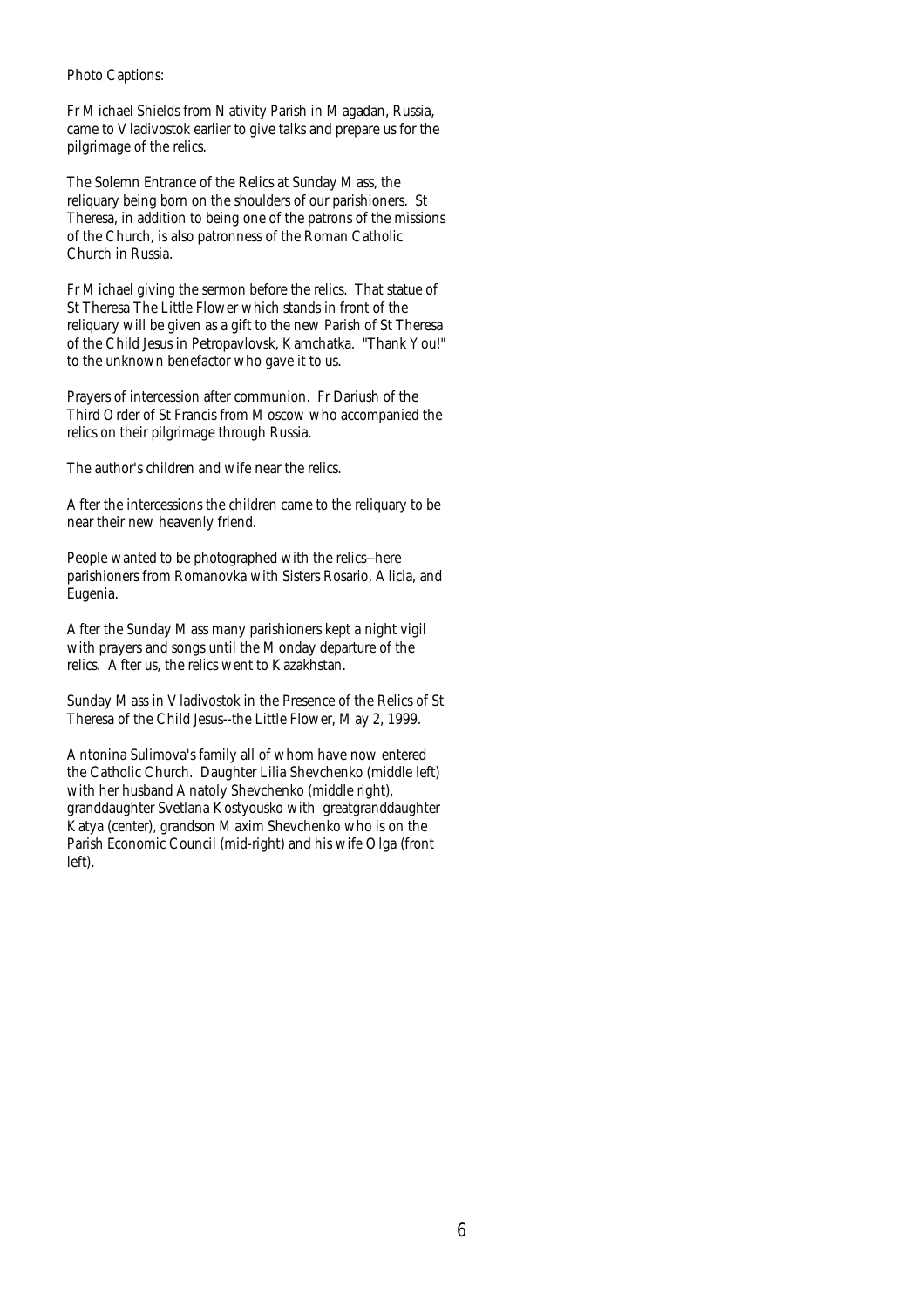Photo Captions:

Fr Michael Shields from Nativity Parish in Magadan, Russia, came to Vladivostok earlier to give talks and prepare us for the pilgrimage of the relics.

The Solemn Entrance of the Relics at Sunday Mass, the reliquary being born on the shoulders of our parishioners. St Theresa, in addition to being one of the patrons of the missions of the Church, is also patronness of the Roman Catholic Church in Russia.

Fr Michael giving the sermon before the relics. That statue of St Theresa The Little Flower which stands in front of the reliquary will be given as a gift to the new Parish of St Theresa of the Child Jesus in Petropavlovsk, Kamchatka. "Thank You!" to the unknown benefactor who gave it to us.

Prayers of intercession after communion. Fr Dariush of the Third Order of St Francis from Moscow who accompanied the relics on their pilgrimage through Russia.

The author's children and wife near the relics.

After the intercessions the children came to the reliquary to be near their new heavenly friend.

People wanted to be photographed with the relics--here parishioners from Romanovka with Sisters Rosario, Alicia, and Eugenia.

After the Sunday Mass many parishioners kept a night vigil with prayers and songs until the Monday departure of the relics. After us, the relics went to Kazakhstan.

Sunday Mass in Vladivostok in the Presence of the Relics of St Theresa of the Child Jesus--the Little Flower, May 2, 1999.

Antonina Sulimova's family all of whom have now entered the Catholic Church. Daughter Lilia Shevchenko (middle left) with her husband Anatoly Shevchenko (middle right), granddaughter Svetlana Kostyousko with greatgranddaughter Katya (center), grandson Maxim Shevchenko who is on the Parish Economic Council (mid-right) and his wife Olga (front left).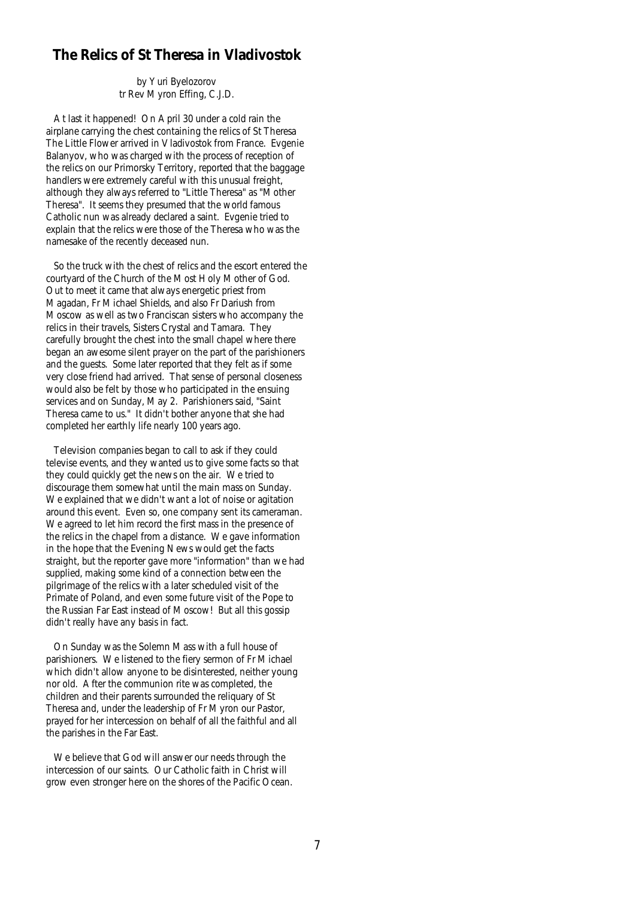## The Relics of St Theresa in Vladivostok

by Yuri Byelozorov
tr Rev Myron Effing, C.J.D.

At last it happened! On April 30 under a cold rain the airplane carrying the chest containing the relics of St Theresa The Little Flower arrived in Vladivostok from France. Evgenie Balanyov, who was charged with the process of reception of the relics on our Primorsky Territory, reported that the baggage handlers were extremely careful with this unusual freight, although they always referred to "Little Theresa" as "Mother Theresa". It seems they presumed that the world famous Catholic nun was already declared a saint. Evgenie tried to explain that the relics were those of the Theresa who was the namesake of the recently deceased nun.

So the truck with the chest of relics and the escort entered the courtyard of the Church of the Most Holy Mother of God. Out to meet it came that always energetic priest from Magadan, Fr Michael Shields, and also Fr Dariush from Moscow as well as two Franciscan sisters who accompany the relics in their travels, Sisters Crystal and Tamara. They carefully brought the chest into the small chapel where there began an awesome silent prayer on the part of the parishioners and the guests. Some later reported that they felt as if some very close friend had arrived. That sense of personal closeness would also be felt by those who participated in the ensuing services and on Sunday, May 2. Parishioners said, "Saint Theresa came to us." It didn't bother anyone that she had completed her earthly life nearly 100 years ago.

Television companies began to call to ask if they could televise events, and they wanted us to give some facts so that they could quickly get the news on the air. We tried to discourage them somewhat until the main mass on Sunday. We explained that we didn't want a lot of noise or agitation around this event. Even so, one company sent its cameraman. We agreed to let him record the first mass in the presence of the relics in the chapel from a distance. We gave information in the hope that the Evening News would get the facts straight, but the reporter gave more "information" than we had supplied, making some kind of a connection between the pilgrimage of the relics with a later scheduled visit of the Primate of Poland, and even some future visit of the Pope to the Russian Far East instead of Moscow! But all this gossip didn't really have any basis in fact.

On Sunday was the Solemn Mass with a full house of parishioners. We listened to the fiery sermon of Fr Michael which didn't allow anyone to be disinterested, neither young nor old. After the communion rite was completed, the children and their parents surrounded the reliquary of St Theresa and, under the leadership of Fr Myron our Pastor, prayed for her intercession on behalf of all the faithful and all the parishes in the Far East.

We believe that God will answer our needs through the intercession of our saints. Our Catholic faith in Christ will grow even stronger here on the shores of the Pacific Ocean.